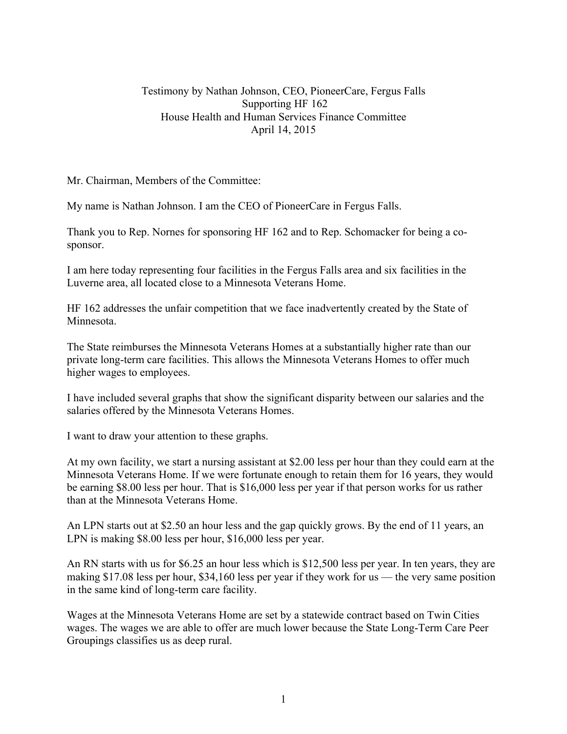Testimony by Nathan Johnson, CEO, PioneerCare, Fergus Falls
Supporting HF 162
House Health and Human Services Finance Committee
April 14, 2015

Mr. Chairman, Members of the Committee:

My name is Nathan Johnson. I am the CEO of PioneerCare in Fergus Falls.

Thank you to Rep. Nornes for sponsoring HF 162 and to Rep. Schomacker for being a co-sponsor.

I am here today representing four facilities in the Fergus Falls area and six facilities in the Luverne area, all located close to a Minnesota Veterans Home.

HF 162 addresses the unfair competition that we face inadvertently created by the State of Minnesota.

The State reimburses the Minnesota Veterans Homes at a substantially higher rate than our private long-term care facilities. This allows the Minnesota Veterans Homes to offer much higher wages to employees.

I have included several graphs that show the significant disparity between our salaries and the salaries offered by the Minnesota Veterans Homes.

I want to draw your attention to these graphs.

At my own facility, we start a nursing assistant at $2.00 less per hour than they could earn at the Minnesota Veterans Home. If we were fortunate enough to retain them for 16 years, they would be earning $8.00 less per hour. That is $16,000 less per year if that person works for us rather than at the Minnesota Veterans Home.

An LPN starts out at $2.50 an hour less and the gap quickly grows. By the end of 11 years, an LPN is making $8.00 less per hour, $16,000 less per year.

An RN starts with us for $6.25 an hour less which is $12,500 less per year. In ten years, they are making $17.08 less per hour, $34,160 less per year if they work for us — the very same position in the same kind of long-term care facility.

Wages at the Minnesota Veterans Home are set by a statewide contract based on Twin Cities wages. The wages we are able to offer are much lower because the State Long-Term Care Peer Groupings classifies us as deep rural.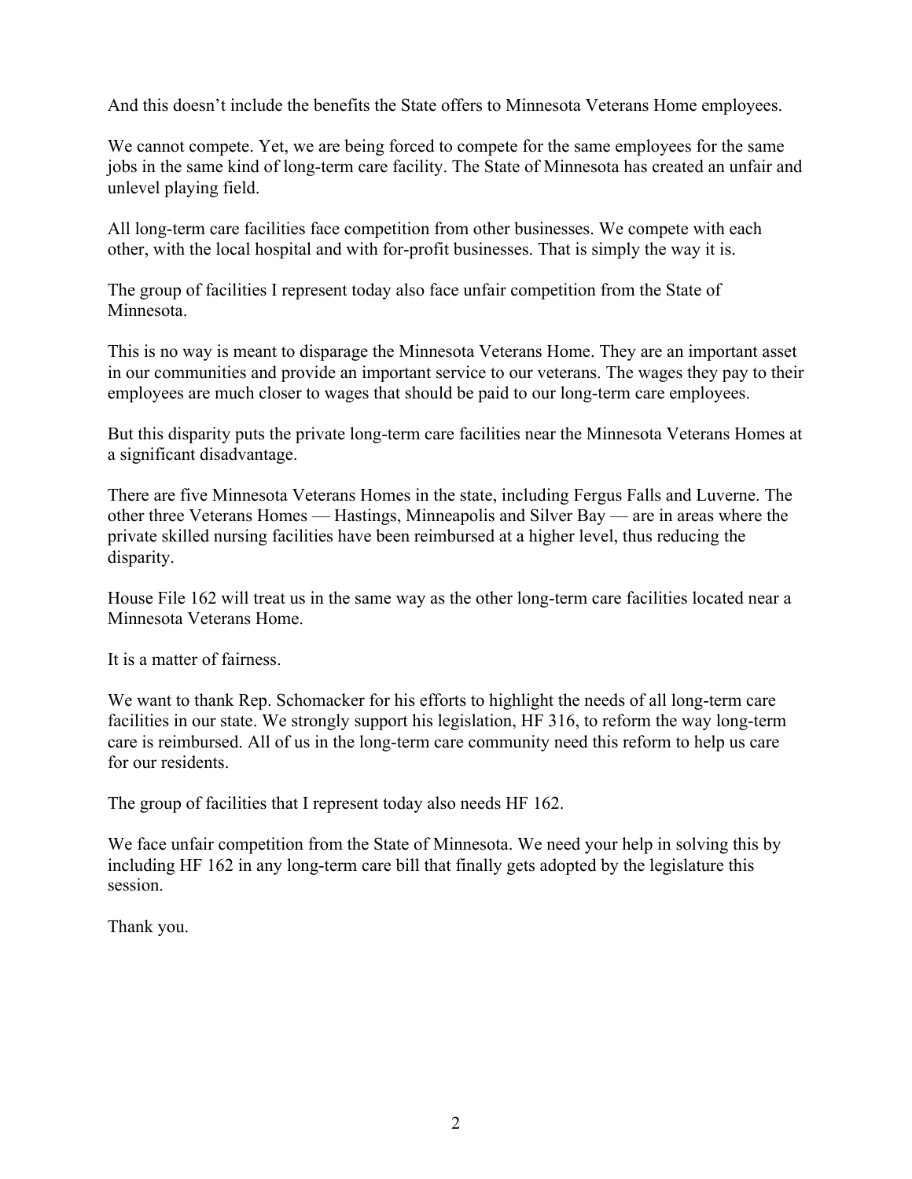And this doesn't include the benefits the State offers to Minnesota Veterans Home employees.

We cannot compete. Yet, we are being forced to compete for the same employees for the same jobs in the same kind of long-term care facility. The State of Minnesota has created an unfair and unlevel playing field.

All long-term care facilities face competition from other businesses. We compete with each other, with the local hospital and with for-profit businesses. That is simply the way it is.

The group of facilities I represent today also face unfair competition from the State of Minnesota.

This is no way is meant to disparage the Minnesota Veterans Home. They are an important asset in our communities and provide an important service to our veterans. The wages they pay to their employees are much closer to wages that should be paid to our long-term care employees.

But this disparity puts the private long-term care facilities near the Minnesota Veterans Homes at a significant disadvantage.

There are five Minnesota Veterans Homes in the state, including Fergus Falls and Luverne. The other three Veterans Homes — Hastings, Minneapolis and Silver Bay — are in areas where the private skilled nursing facilities have been reimbursed at a higher level, thus reducing the disparity.

House File 162 will treat us in the same way as the other long-term care facilities located near a Minnesota Veterans Home.

It is a matter of fairness.

We want to thank Rep. Schomacker for his efforts to highlight the needs of all long-term care facilities in our state. We strongly support his legislation, HF 316, to reform the way long-term care is reimbursed. All of us in the long-term care community need this reform to help us care for our residents.

The group of facilities that I represent today also needs HF 162.

We face unfair competition from the State of Minnesota. We need your help in solving this by including HF 162 in any long-term care bill that finally gets adopted by the legislature this session.

Thank you.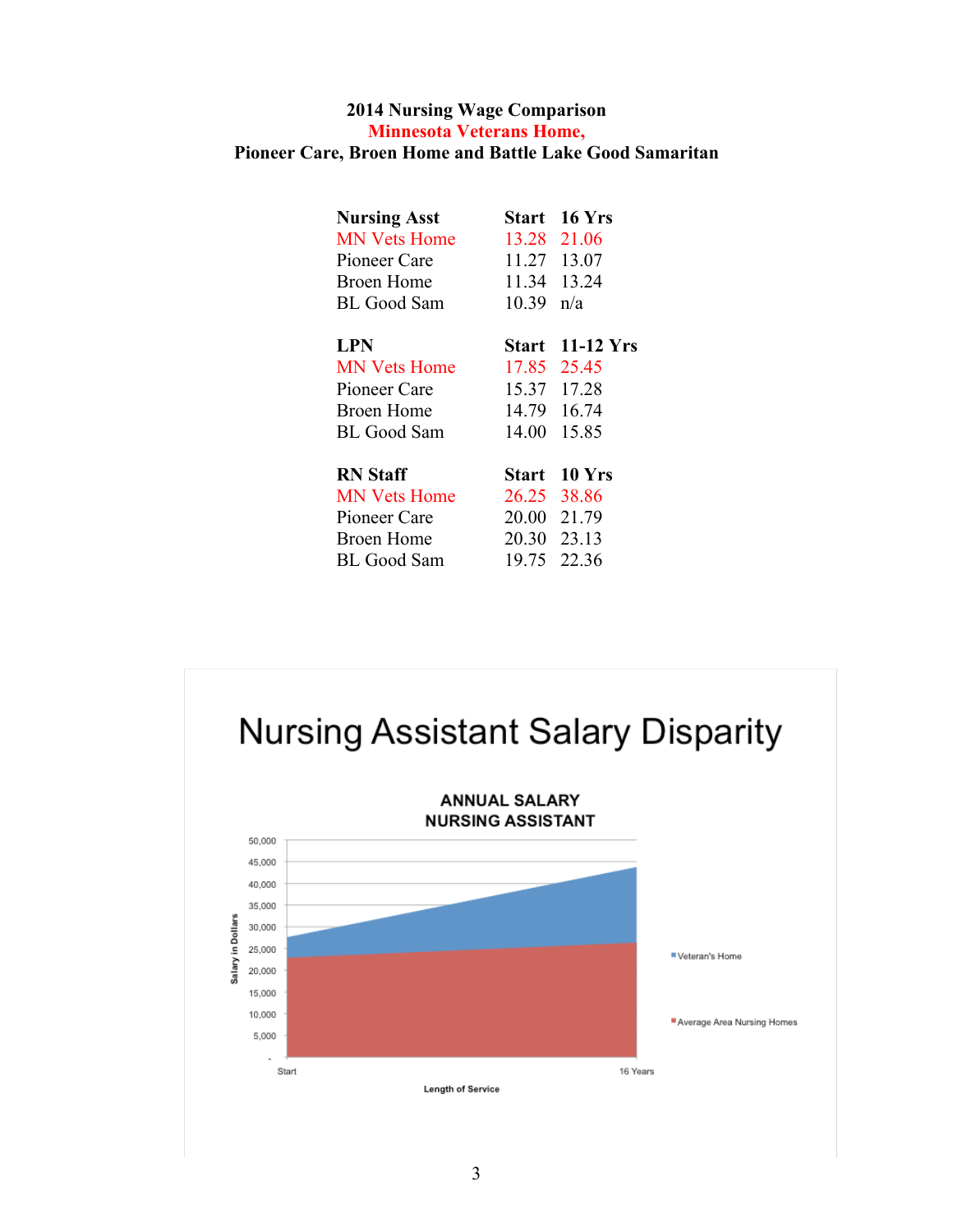**2014 Nursing Wage Comparison**
**Minnesota Veterans Home,**
**Pioneer Care, Broen Home and Battle Lake Good Samaritan**

| **Nursing Asst** | **Start** | **16 Yrs** |
|---|---|---|
| MN Vets Home | 13.28 | 21.06 |
| Pioneer Care | 11.27 | 13.07 |
| Broen Home | 11.34 | 13.24 |
| BL Good Sam | 10.39 | n/a |

| **LPN** | **Start** | **11-12 Yrs** |
|---|---|---|
| MN Vets Home | 17.85 | 25.45 |
| Pioneer Care | 15.37 | 17.28 |
| Broen Home | 14.79 | 16.74 |
| BL Good Sam | 14.00 | 15.85 |

| **RN Staff** | **Start** | **10 Yrs** |
|---|---|---|
| MN Vets Home | 26.25 | 38.86 |
| Pioneer Care | 20.00 | 21.79 |
| Broen Home | 20.30 | 23.13 |
| BL Good Sam | 19.75 | 22.36 |

# Nursing Assistant Salary Disparity

**ANNUAL SALARY NURSING ASSISTANT**

Salary in Dollars: 50,000; 45,000; 40,000; 35,000; 30,000; 25,000; 20,000; 15,000; 10,000; 5,000; -

Length of Service: Start; 16 Years

Veteran's Home

Average Area Nursing Homes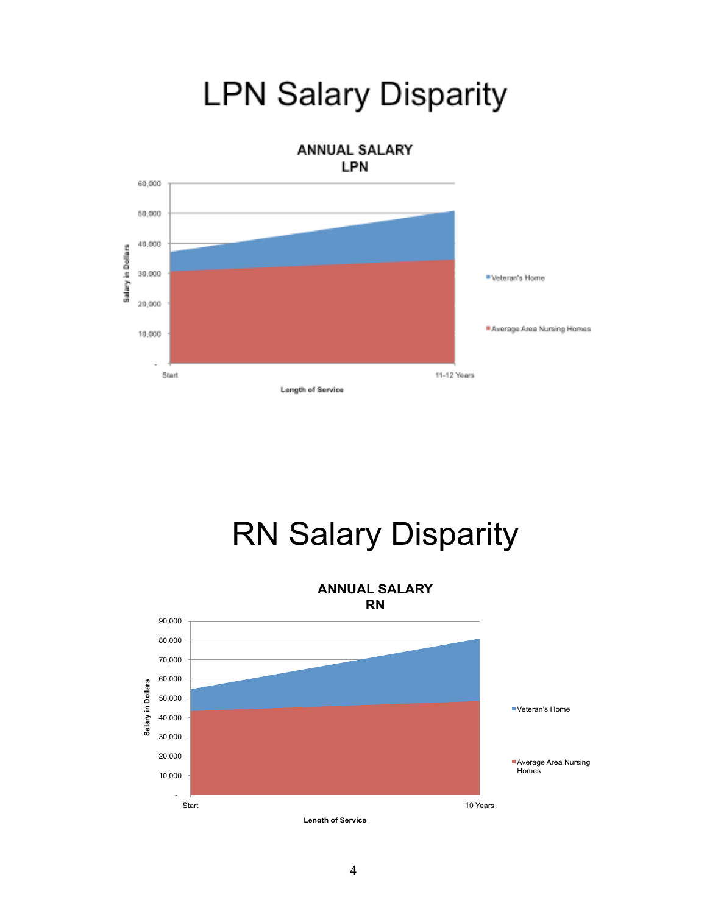# LPN Salary Disparity

ANNUAL SALARY
LPN

60,000
50,000
40,000
30,000
20,000
10,000
-

Salary in Dollars

Start
11-12 Years

Length of Service

Veteran's Home
Average Area Nursing Homes

# RN Salary Disparity

ANNUAL SALARY
RN

90,000
80,000
70,000
60,000
50,000
40,000
30,000
20,000
10,000
-

Salary in Dollars

Start
10 Years

Length of Service

Veteran's Home
Average Area Nursing Homes